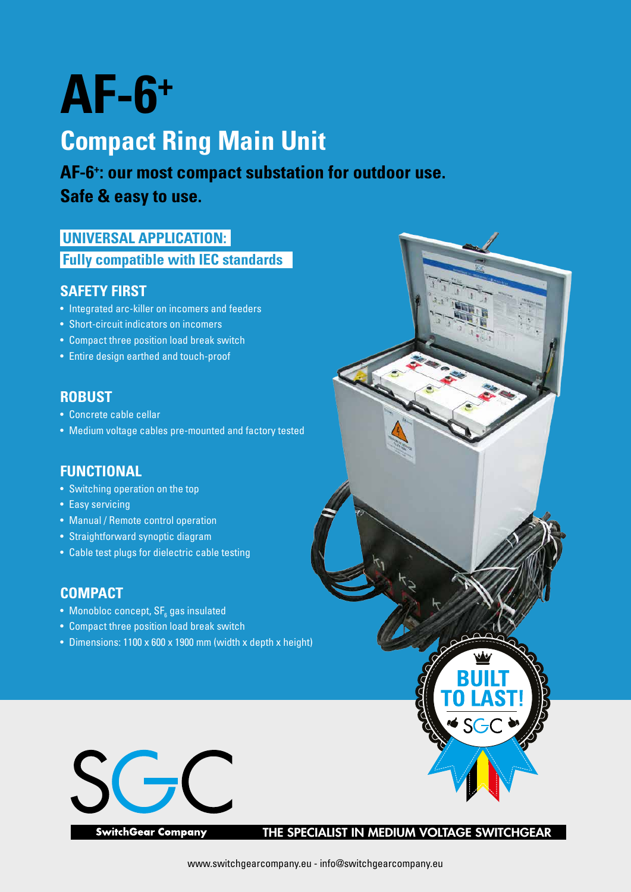# AF-6+

## Compact Ring Main Unit

**AF-6+: our most compact substation for outdoor use.**
**Safe & easy to use.**

**UNIVERSAL APPLICATION:**
**Fully compatible with IEC standards**

### SAFETY FIRST

- Integrated arc-killer on incomers and feeders
- Short-circuit indicators on incomers
- Compact three position load break switch
- Entire design earthed and touch-proof

### ROBUST

- Concrete cable cellar
- Medium voltage cables pre-mounted and factory tested

### FUNCTIONAL

- Switching operation on the top
- Easy servicing
- Manual / Remote control operation
- Straightforward synoptic diagram
- Cable test plugs for dielectric cable testing

### COMPACT

- Monobloc concept, $SF_6$ gas insulated
- Compact three position load break switch
- Dimensions: 1100 x 600 x 1900 mm (width x depth x height)

BUILT TO LAST! SGC

SGC
SwitchGear Company

THE SPECIALIST IN MEDIUM VOLTAGE SWITCHGEAR

www.switchgearcompany.eu - info@switchgearcompany.eu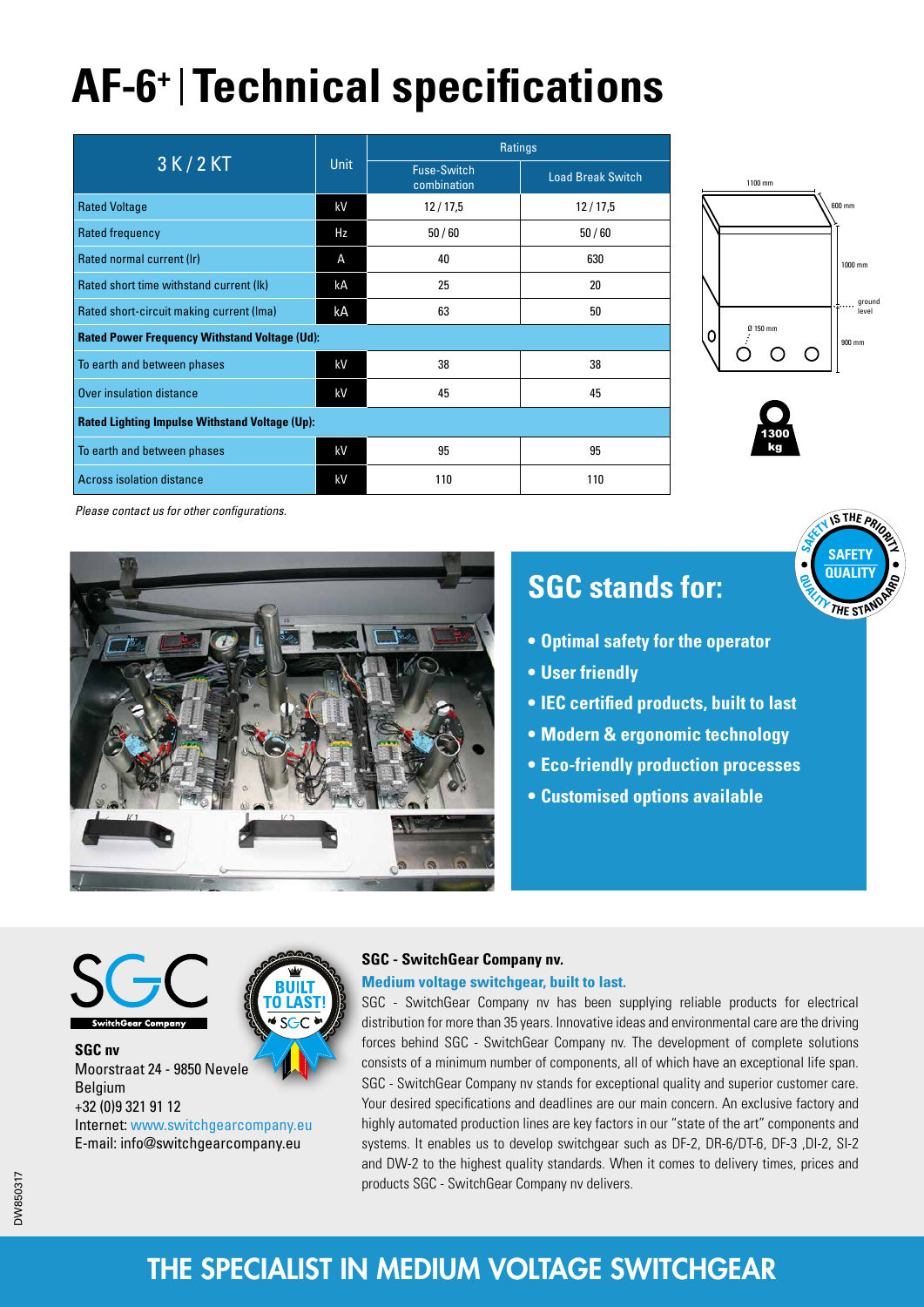# AF-6+ | Technical specifications

| 3 K / 2 KT | Unit | Ratings | |
|---|---|---|---|
| | | Fuse-Switch combination | Load Break Switch |
| Rated Voltage | kV | 12 / 17,5 | 12 / 17,5 |
| Rated frequency | Hz | 50 / 60 | 50 / 60 |
| Rated normal current (Ir) | A | 40 | 630 |
| Rated short time withstand current (Ik) | kA | 25 | 20 |
| Rated short-circuit making current (Ima) | kA | 63 | 50 |
| **Rated Power Frequency Withstand Voltage (Ud):** | | | |
| To earth and between phases | kV | 38 | 38 |
| Over insulation distance | kV | 45 | 45 |
| **Rated Lighting Impulse Withstand Voltage (Up):** | | | |
| To earth and between phases | kV | 95 | 95 |
| Across isolation distance | kV | 110 | 110 |

*Please contact us for other configurations.*

1100 mm
600 mm
1000 mm
ground level
Ø 150 mm
900 mm
1300 kg

## SGC stands for:

- **Optimal safety for the operator**
- **User friendly**
- **IEC certified products, built to last**
- **Modern & ergonomic technology**
- **Eco-friendly production processes**
- **Customised options available**

**SGC nv**
Moorstraat 24 - 9850 Nevele
Belgium
+32 (0)9 321 91 12
Internet: www.switchgearcompany.eu
E-mail: info@switchgearcompany.eu

### SGC - SwitchGear Company nv.

**Medium voltage switchgear, built to last.**

SGC - SwitchGear Company nv has been supplying reliable products for electrical distribution for more than 35 years. Innovative ideas and environmental care are the driving forces behind SGC - SwitchGear Company nv. The development of complete solutions consists of a minimum number of components, all of which have an exceptional life span. SGC - SwitchGear Company nv stands for exceptional quality and superior customer care. Your desired specifications and deadlines are our main concern. An exclusive factory and highly automated production lines are key factors in our "state of the art" components and systems. It enables us to develop switchgear such as DF-2, DR-6/DT-6, DF-3 ,DI-2, SI-2 and DW-2 to the highest quality standards. When it comes to delivery times, prices and products SGC - SwitchGear Company nv delivers.

DW850317

## THE SPECIALIST IN MEDIUM VOLTAGE SWITCHGEAR